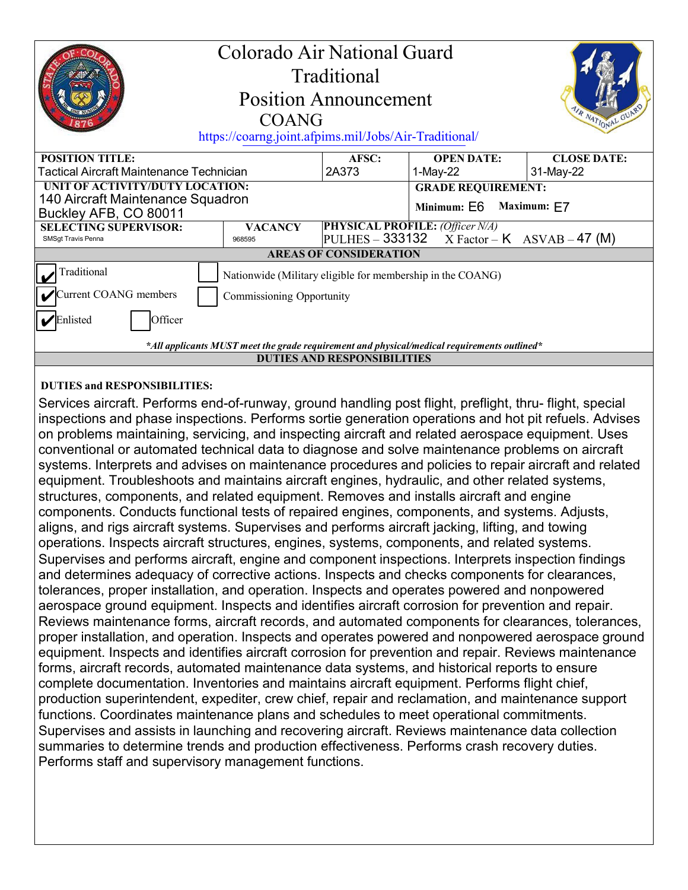# Colorado Air National Guard Traditional Position Announcement COANG

https://coarng.joint.afpims.mil/Jobs/Air-Traditional/

| POSITION TITLE: | AFSC: | OPEN DATE: | CLOSE DATE: |
|---|---|---|---|
| Tactical Aircraft Maintenance Technician | 2A373 | 1-May-22 | 31-May-22 |

| UNIT OF ACTIVITY/DUTY LOCATION: | GRADE REQUIREMENT: |
|---|---|
| 140 Aircraft Maintenance Squadron<br>Buckley AFB, CO 80011 | Minimum: E6 Maximum: E7 |

| SELECTING SUPERVISOR: | VACANCY | PHYSICAL PROFILE: *(Officer N/A)* |
|---|---|---|
| SMSgt Travis Penna | 968595 | PULHES – 333132 X Factor – K ASVAB – 47 (M) |

## AREAS OF CONSIDERATION

- [x] Traditional
- [ ] Nationwide (Military eligible for membership in the COANG)
- [x] Current COANG members
- [ ] Commissioning Opportunity
- [x] Enlisted
- [ ] Officer

***All applicants MUST meet the grade requirement and physical/medical requirements outlined***

## DUTIES AND RESPONSIBILITIES

**DUTIES and RESPONSIBILITIES:**

Services aircraft. Performs end-of-runway, ground handling post flight, preflight, thru- flight, special inspections and phase inspections. Performs sortie generation operations and hot pit refuels. Advises on problems maintaining, servicing, and inspecting aircraft and related aerospace equipment. Uses conventional or automated technical data to diagnose and solve maintenance problems on aircraft systems. Interprets and advises on maintenance procedures and policies to repair aircraft and related equipment. Troubleshoots and maintains aircraft engines, hydraulic, and other related systems, structures, components, and related equipment. Removes and installs aircraft and engine components. Conducts functional tests of repaired engines, components, and systems. Adjusts, aligns, and rigs aircraft systems. Supervises and performs aircraft jacking, lifting, and towing operations. Inspects aircraft structures, engines, systems, components, and related systems. Supervises and performs aircraft, engine and component inspections. Interprets inspection findings and determines adequacy of corrective actions. Inspects and checks components for clearances, tolerances, proper installation, and operation. Inspects and operates powered and nonpowered aerospace ground equipment. Inspects and identifies aircraft corrosion for prevention and repair. Reviews maintenance forms, aircraft records, and automated components for clearances, tolerances, proper installation, and operation. Inspects and operates powered and nonpowered aerospace ground equipment. Inspects and identifies aircraft corrosion for prevention and repair. Reviews maintenance forms, aircraft records, automated maintenance data systems, and historical reports to ensure complete documentation. Inventories and maintains aircraft equipment. Performs flight chief, production superintendent, expediter, crew chief, repair and reclamation, and maintenance support functions. Coordinates maintenance plans and schedules to meet operational commitments. Supervises and assists in launching and recovering aircraft. Reviews maintenance data collection summaries to determine trends and production effectiveness. Performs crash recovery duties. Performs staff and supervisory management functions.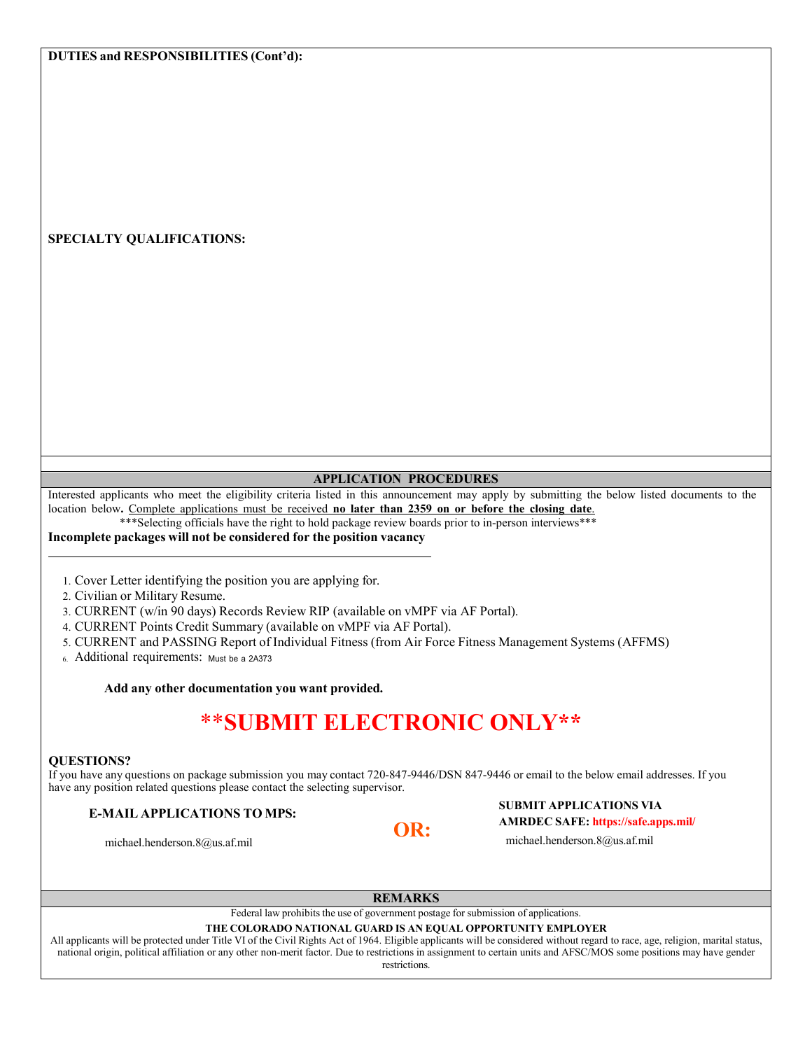**DUTIES and RESPONSIBILITIES (Cont'd):**

**SPECIALTY QUALIFICATIONS:**

## APPLICATION PROCEDURES

Interested applicants who meet the eligibility criteria listed in this announcement may apply by submitting the below listed documents to the location below**.** Complete applications must be received **no later than 2359 on or before the closing date**.

***Selecting officials have the right to hold package review boards prior to in-person interviews***

**Incomplete packages will not be considered for the position vacancy**

1. Cover Letter identifying the position you are applying for.
2. Civilian or Military Resume.
3. CURRENT (w/in 90 days) Records Review RIP (available on vMPF via AF Portal).
4. CURRENT Points Credit Summary (available on vMPF via AF Portal).
5. CURRENT and PASSING Report of Individual Fitness (from Air Force Fitness Management Systems (AFFMS)
6. Additional requirements: Must be a 2A373

**Add any other documentation you want provided.**

# **SUBMIT ELECTRONIC ONLY**

**QUESTIONS?**

If you have any questions on package submission you may contact 720-847-9446/DSN 847-9446 or email to the below email addresses. If you have any position related questions please contact the selecting supervisor.

**E-MAIL APPLICATIONS TO MPS:**

michael.henderson.8@us.af.mil

**OR:**

**SUBMIT APPLICATIONS VIA AMRDEC SAFE: https://safe.apps.mil/**

michael.henderson.8@us.af.mil

## REMARKS

Federal law prohibits the use of government postage for submission of applications.

**THE COLORADO NATIONAL GUARD IS AN EQUAL OPPORTUNITY EMPLOYER**

All applicants will be protected under Title VI of the Civil Rights Act of 1964. Eligible applicants will be considered without regard to race, age, religion, marital status, national origin, political affiliation or any other non-merit factor. Due to restrictions in assignment to certain units and AFSC/MOS some positions may have gender restrictions.